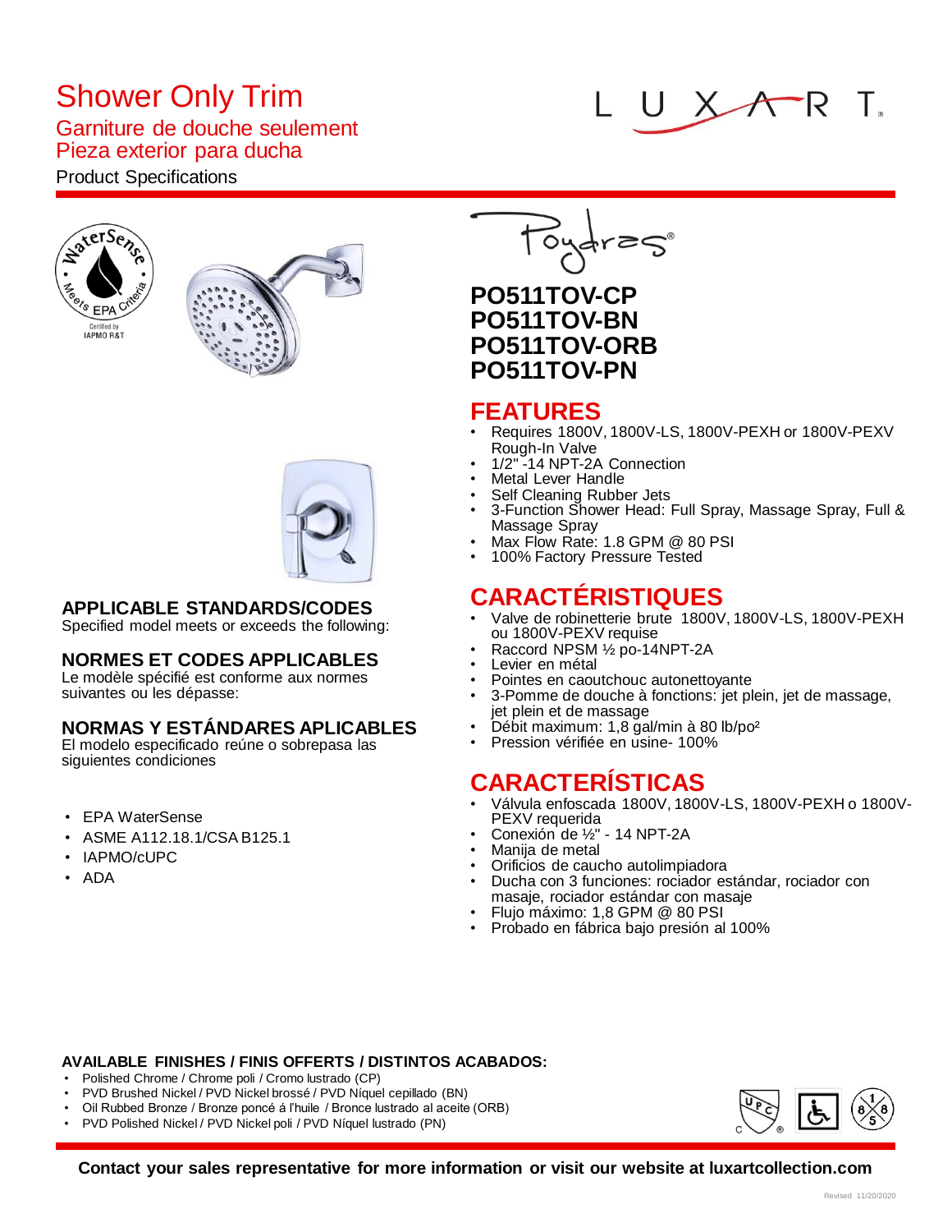# Shower Only Trim

## Garniture de douche seulement
## Pieza exterior para ducha

Product Specifications

LUXART

Poydras®

**PO511TOV-CP**
**PO511TOV-BN**
**PO511TOV-ORB**
**PO511TOV-PN**

## FEATURES

- Requires 1800V, 1800V-LS, 1800V-PEXH or 1800V-PEXV Rough-In Valve
- 1/2" -14 NPT-2A Connection
- Metal Lever Handle
- Self Cleaning Rubber Jets
- 3-Function Shower Head: Full Spray, Massage Spray, Full & Massage Spray
- Max Flow Rate: 1.8 GPM @ 80 PSI
- 100% Factory Pressure Tested

## CARACTÉRISTIQUES

- Valve de robinetterie brute 1800V, 1800V-LS, 1800V-PEXH ou 1800V-PEXV requise
- Raccord NPSM ½ po-14NPT-2A
- Levier en métal
- Pointes en caoutchouc autonettoyante
- 3-Pomme de douche à fonctions: jet plein, jet de massage, jet plein et de massage
- Débit maximum: 1,8 gal/min à 80 lb/po²
- Pression vérifiée en usine- 100%

## CARACTERÍSTICAS

- Válvula enfoscada 1800V, 1800V-LS, 1800V-PEXH o 1800V-PEXV requerida
- Conexión de ½" - 14 NPT-2A
- Manija de metal
- Orificios de caucho autolimpiadora
- Ducha con 3 funciones: rociador estándar, rociador con masaje, rociador estándar con masaje
- Flujo máximo: 1,8 GPM @ 80 PSI
- Probado en fábrica bajo presión al 100%

### APPLICABLE STANDARDS/CODES

Specified model meets or exceeds the following:

### NORMES ET CODES APPLICABLES

Le modèle spécifié est conforme aux normes suivantes ou les dépasse:

### NORMAS Y ESTÁNDARES APLICABLES

El modelo especificado reúne o sobrepasa las siguientes condiciones

- EPA WaterSense
- ASME A112.18.1/CSA B125.1
- IAPMO/cUPC
- ADA

### AVAILABLE FINISHES / FINIS OFFERTS / DISTINTOS ACABADOS:

- Polished Chrome / Chrome poli / Cromo lustrado (CP)
- PVD Brushed Nickel / PVD Nickel brossé / PVD Níquel cepillado (BN)
- Oil Rubbed Bronze / Bronze poncé á l'huile / Bronce lustrado al aceite (ORB)
- PVD Polished Nickel / PVD Nickel poli / PVD Níquel lustrado (PN)

**Contact your sales representative for more information or visit our website at luxartcollection.com**

Revised 11/20/2020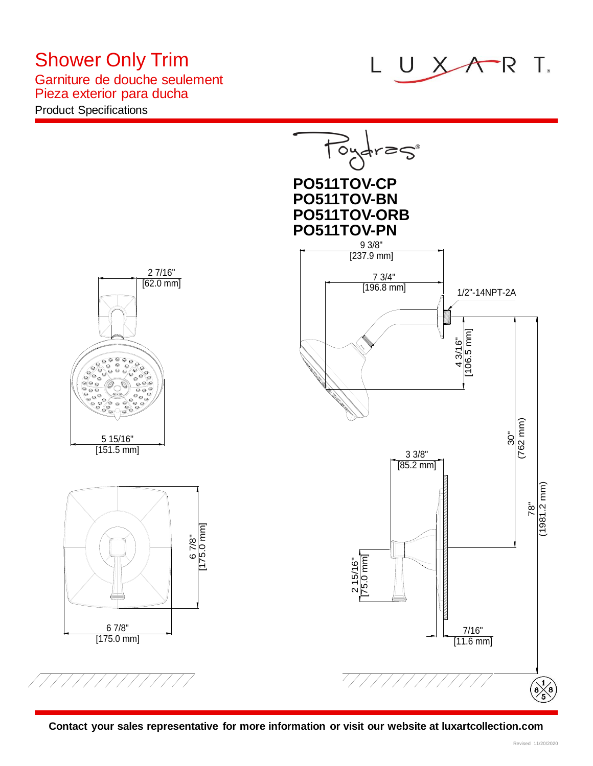# Shower Only Trim

## Garniture de douche seulement
## Pieza exterior para ducha

Product Specifications

LUXART

Poydras®

**PO511TOV-CP**
**PO511TOV-BN**
**PO511TOV-ORB**
**PO511TOV-PN**

2 7/16"
[62.0 mm]

5 15/16"
[151.5 mm]

6 7/8"
[175.0 mm]

6 7/8"
[175.0 mm]

9 3/8"
[237.9 mm]

7 3/4"
[196.8 mm]

1/2"-14NPT-2A

4 3/16"
[106.5 mm]

30"
(762 mm)

78"
(1981.2 mm)

3 3/8"
[85.2 mm]

2 15/16"
[75.0 mm]

7/16"
[11.6 mm]

**Contact your sales representative for more information or visit our website at luxartcollection.com**

Revised 11/20/2020